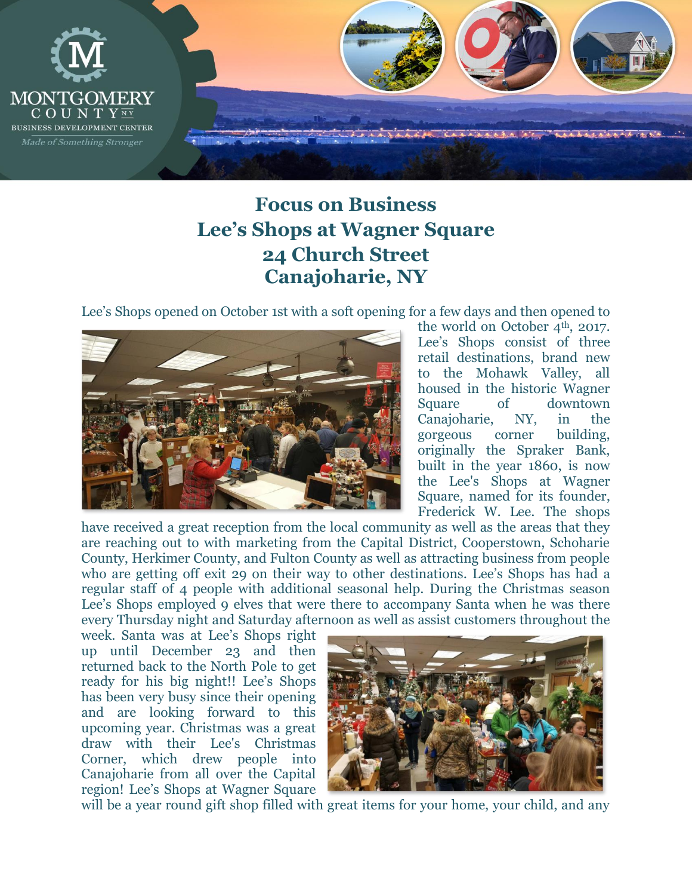MONTGOMERY COUNTY NY
BUSINESS DEVELOPMENT CENTER
*Made of Something Stronger*

# Focus on Business
# Lee's Shops at Wagner Square
# 24 Church Street
# Canajoharie, NY

Lee's Shops opened on October 1st with a soft opening for a few days and then opened to the world on October 4th, 2017. Lee's Shops consist of three retail destinations, brand new to the Mohawk Valley, all housed in the historic Wagner Square of downtown Canajoharie, NY, in the gorgeous corner building, originally the Spraker Bank, built in the year 1860, is now the Lee's Shops at Wagner Square, named for its founder, Frederick W. Lee. The shops have received a great reception from the local community as well as the areas that they are reaching out to with marketing from the Capital District, Cooperstown, Schoharie County, Herkimer County, and Fulton County as well as attracting business from people who are getting off exit 29 on their way to other destinations. Lee's Shops has had a regular staff of 4 people with additional seasonal help. During the Christmas season Lee's Shops employed 9 elves that were there to accompany Santa when he was there every Thursday night and Saturday afternoon as well as assist customers throughout the week. Santa was at Lee's Shops right up until December 23 and then returned back to the North Pole to get ready for his big night!! Lee's Shops has been very busy since their opening and are looking forward to this upcoming year. Christmas was a great draw with their Lee's Christmas Corner, which drew people into Canajoharie from all over the Capital region! Lee's Shops at Wagner Square will be a year round gift shop filled with great items for your home, your child, and any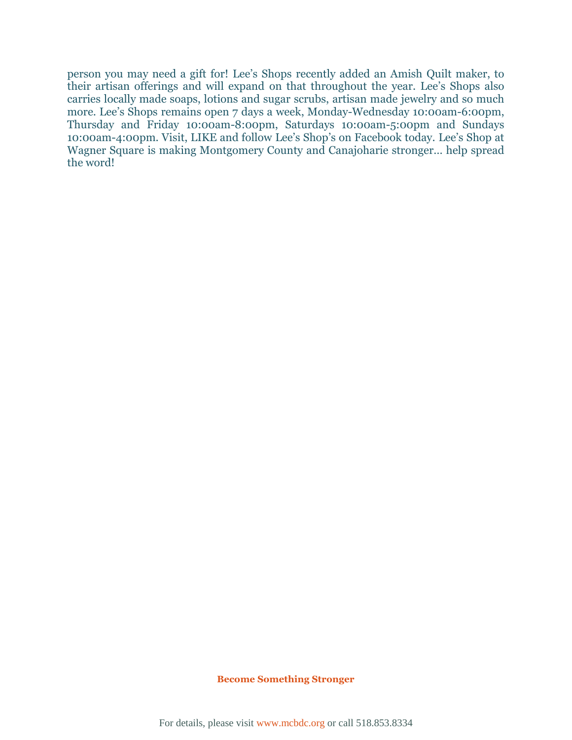person you may need a gift for! Lee's Shops recently added an Amish Quilt maker, to their artisan offerings and will expand on that throughout the year. Lee's Shops also carries locally made soaps, lotions and sugar scrubs, artisan made jewelry and so much more. Lee's Shops remains open 7 days a week, Monday-Wednesday 10:00am-6:00pm, Thursday and Friday 10:00am-8:00pm, Saturdays 10:00am-5:00pm and Sundays 10:00am-4:00pm. Visit, LIKE and follow Lee's Shop's on Facebook today. Lee's Shop at Wagner Square is making Montgomery County and Canajoharie stronger… help spread the word!

**Become Something Stronger**

For details, please visit www.mcbdc.org or call 518.853.8334